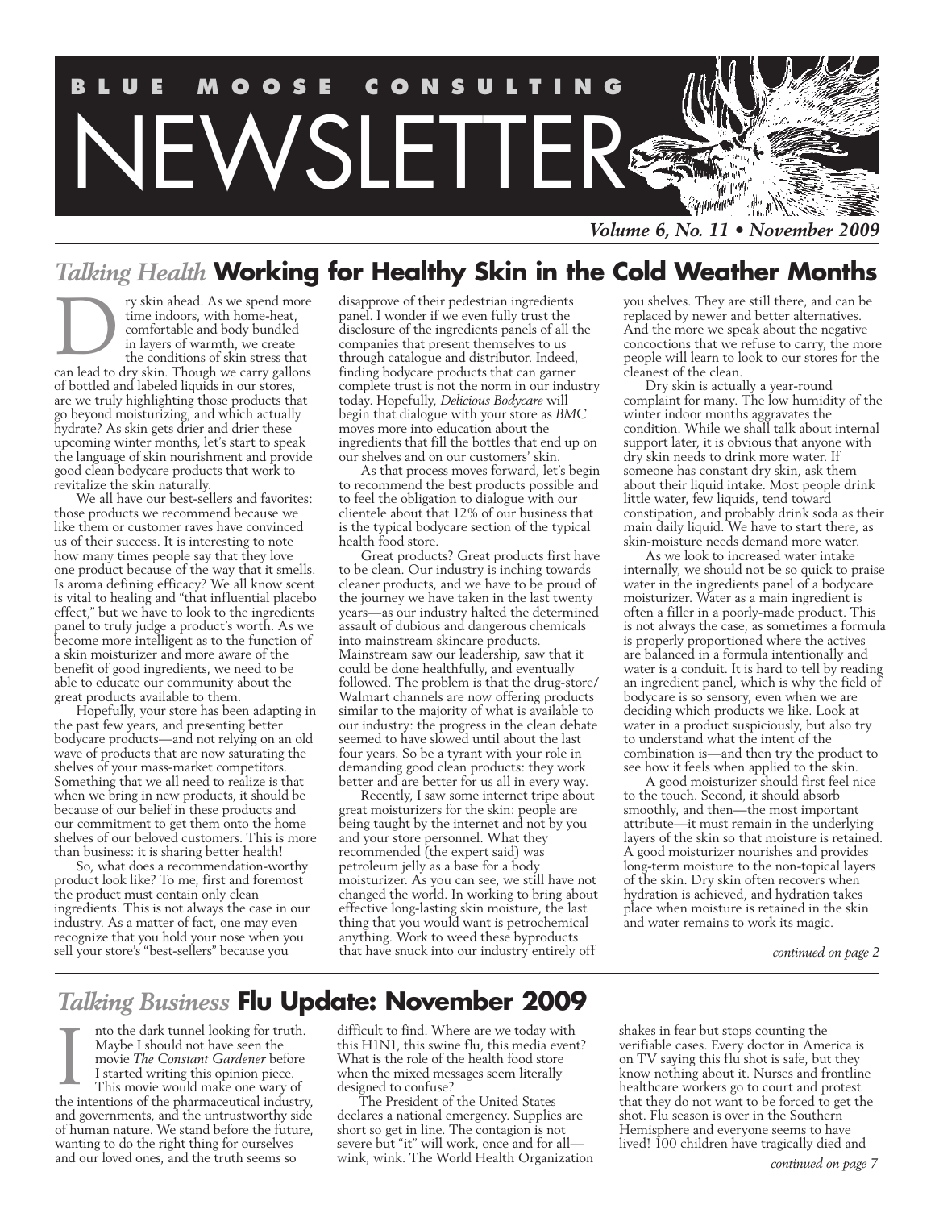# BLUE MOOSE CONSULTING NEWSLETTER

*Volume 6, No. 11 • November 2009*

## *Talking Health* Working for Healthy Skin in the Cold Weather Months

Dry skin ahead. As we spend more time indoors, with home-heat, comfortable and body bundled in layers of warmth, we create the conditions of skin stress that can lead to dry skin. Though we carry gallons of bottled and labeled liquids in our stores, are we truly highlighting those products that go beyond moisturizing, and which actually hydrate? As skin gets drier and drier these upcoming winter months, let's start to speak the language of skin nourishment and provide good clean bodycare products that work to revitalize the skin naturally.

We all have our best-sellers and favorites: those products we recommend because we like them or customer raves have convinced us of their success. It is interesting to note how many times people say that they love one product because of the way that it smells. Is aroma defining efficacy? We all know scent is vital to healing and "that influential placebo effect," but we have to look to the ingredients panel to truly judge a product's worth. As we become more intelligent as to the function of a skin moisturizer and more aware of the benefit of good ingredients, we need to be able to educate our community about the great products available to them.

Hopefully, your store has been adapting in the past few years, and presenting better bodycare products—and not relying on an old wave of products that are now saturating the shelves of your mass-market competitors. Something that we all need to realize is that when we bring in new products, it should be because of our belief in these products and our commitment to get them onto the home shelves of our beloved customers. This is more than business: it is sharing better health!

So, what does a recommendation-worthy product look like? To me, first and foremost the product must contain only clean ingredients. This is not always the case in our industry. As a matter of fact, one may even recognize that you hold your nose when you sell your store's "best-sellers" because you disapprove of their pedestrian ingredients panel. I wonder if we even fully trust the disclosure of the ingredients panels of all the companies that present themselves to us through catalogue and distributor. Indeed, finding bodycare products that can garner complete trust is not the norm in our industry today. Hopefully, *Delicious Bodycare* will begin that dialogue with your store as *BMC* moves more into education about the ingredients that fill the bottles that end up on our shelves and on our customers' skin.

As that process moves forward, let's begin to recommend the best products possible and to feel the obligation to dialogue with our clientele about that 12% of our business that is the typical bodycare section of the typical health food store.

Great products? Great products first have to be clean. Our industry is inching towards cleaner products, and we have to be proud of the journey we have taken in the last twenty years—as our industry halted the determined assault of dubious and dangerous chemicals into mainstream skincare products. Mainstream saw our leadership, saw that it could be done healthfully, and eventually followed. The problem is that the drug-store/Walmart channels are now offering products similar to the majority of what is available to our industry: the progress in the clean debate seemed to have slowed until about the last four years. So be a tyrant with your role in demanding good clean products: they work better and are better for us all in every way.

Recently, I saw some internet tripe about great moisturizers for the skin: people are being taught by the internet and not by you and your store personnel. What they recommended (the expert said) was petroleum jelly as a base for a body moisturizer. As you can see, we still have not changed the world. In working to bring about effective long-lasting skin moisture, the last thing that you would want is petrochemical anything. Work to weed these byproducts that have snuck into our industry entirely off you shelves. They are still there, and can be replaced by newer and better alternatives. And the more we speak about the negative concoctions that we refuse to carry, the more people will learn to look to our stores for the cleanest of the clean.

Dry skin is actually a year-round complaint for many. The low humidity of the winter indoor months aggravates the condition. While we shall talk about internal support later, it is obvious that anyone with dry skin needs to drink more water. If someone has constant dry skin, ask them about their liquid intake. Most people drink little water, few liquids, tend toward constipation, and probably drink soda as their main daily liquid. We have to start there, as skin-moisture needs demand more water.

As we look to increased water intake internally, we should not be so quick to praise water in the ingredients panel of a bodycare moisturizer. Water as a main ingredient is often a filler in a poorly-made product. This is not always the case, as sometimes a formula is properly proportioned where the actives are balanced in a formula intentionally and water is a conduit. It is hard to tell by reading an ingredient panel, which is why the field of bodycare is so sensory, even when we are deciding which products we like. Look at water in a product suspiciously, but also try to understand what the intent of the combination is—and then try the product to see how it feels when applied to the skin.

A good moisturizer should first feel nice to the touch. Second, it should absorb smoothly, and then—the most important attribute—it must remain in the underlying layers of the skin so that moisture is retained. A good moisturizer nourishes and provides long-term moisture to the non-topical layers of the skin. Dry skin often recovers when hydration is achieved, and hydration takes place when moisture is retained in the skin and water remains to work its magic.

*continued on page 2*

## *Talking Business* Flu Update: November 2009

Into the dark tunnel looking for truth. Maybe I should not have seen the movie *The Constant Gardener* before I started writing this opinion piece. This movie would make one wary of the intentions of the pharmaceutical industry, and governments, and the untrustworthy side of human nature. We stand before the future, wanting to do the right thing for ourselves and our loved ones, and the truth seems so difficult to find. Where are we today with this H1N1, this swine flu, this media event? What is the role of the health food store when the mixed messages seem literally designed to confuse?

The President of the United States declares a national emergency. Supplies are short so get in line. The contagion is not severe but "it" will work, once and for all—wink, wink. The World Health Organization shakes in fear but stops counting the verifiable cases. Every doctor in America is on TV saying this flu shot is safe, but they know nothing about it. Nurses and frontline healthcare workers go to court and protest that they do not want to be forced to get the shot. Flu season is over in the Southern Hemisphere and everyone seems to have lived! 100 children have tragically died and

*continued on page 7*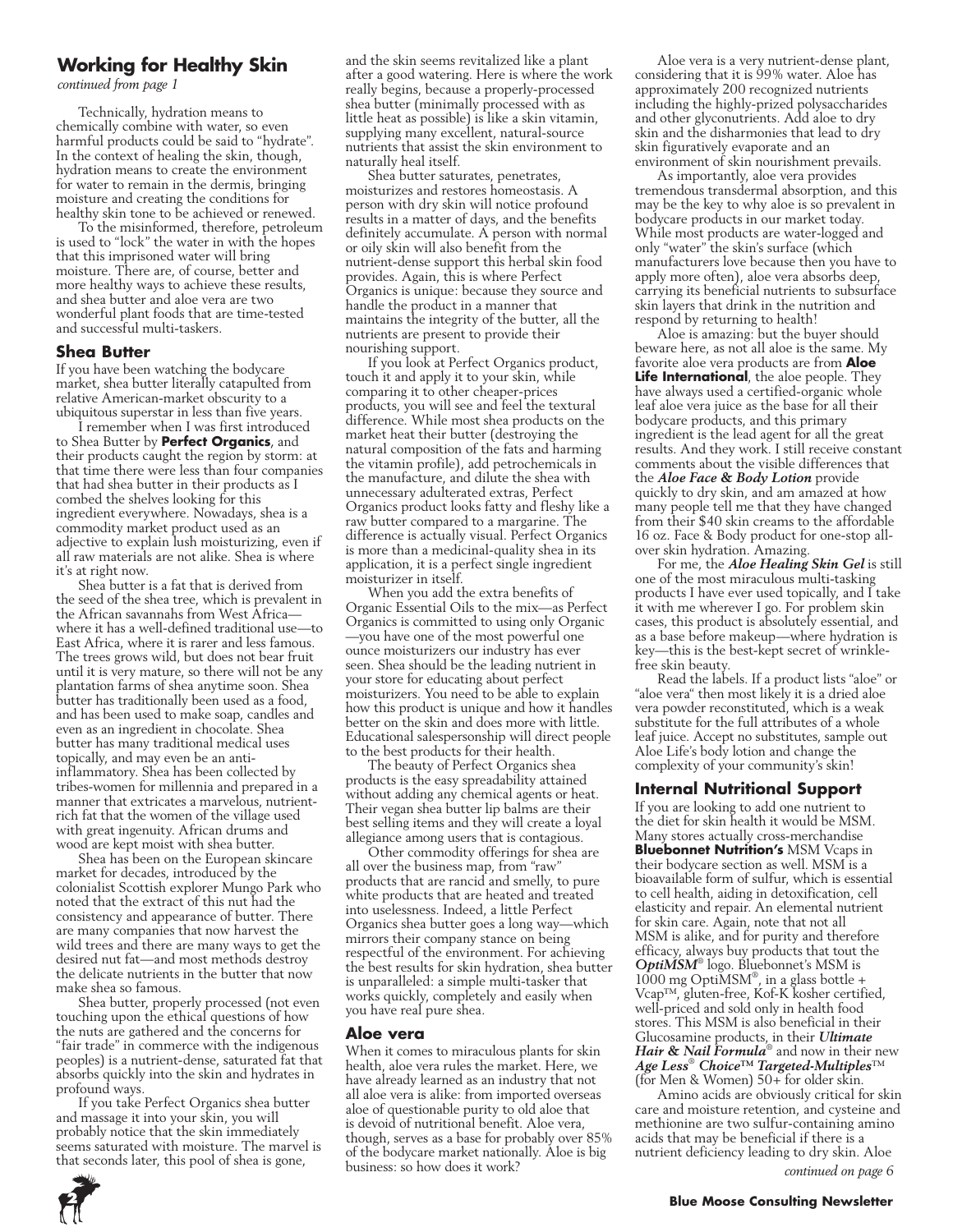## Working for Healthy Skin

*continued from page 1*

Technically, hydration means to chemically combine with water, so even harmful products could be said to "hydrate". In the context of healing the skin, though, hydration means to create the environment for water to remain in the dermis, bringing moisture and creating the conditions for healthy skin tone to be achieved or renewed.

To the misinformed, therefore, petroleum is used to "lock" the water in with the hopes that this imprisoned water will bring moisture. There are, of course, better and more healthy ways to achieve these results, and shea butter and aloe vera are two wonderful plant foods that are time-tested and successful multi-taskers.

### Shea Butter

If you have been watching the bodycare market, shea butter literally catapulted from relative American-market obscurity to a ubiquitous superstar in less than five years.

I remember when I was first introduced to Shea Butter by **Perfect Organics**, and their products caught the region by storm: at that time there were less than four companies that had shea butter in their products as I combed the shelves looking for this ingredient everywhere. Nowadays, shea is a commodity market product used as an adjective to explain lush moisturizing, even if all raw materials are not alike. Shea is where it's at right now.

Shea butter is a fat that is derived from the seed of the shea tree, which is prevalent in the African savannahs from West Africa—where it has a well-defined traditional use—to East Africa, where it is rarer and less famous. The trees grows wild, but does not bear fruit until it is very mature, so there will not be any plantation farms of shea anytime soon. Shea butter has traditionally been used as a food, and has been used to make soap, candles and even as an ingredient in chocolate. Shea butter has many traditional medical uses topically, and may even be an anti-inflammatory. Shea has been collected by tribes-women for millennia and prepared in a manner that extricates a marvelous, nutrient-rich fat that the women of the village used with great ingenuity. African drums and wood are kept moist with shea butter.

Shea has been on the European skincare market for decades, introduced by the colonialist Scottish explorer Mungo Park who noted that the extract of this nut had the consistency and appearance of butter. There are many companies that now harvest the wild trees and there are many ways to get the desired nut fat—and most methods destroy the delicate nutrients in the butter that now make shea so famous.

Shea butter, properly processed (not even touching upon the ethical questions of how the nuts are gathered and the concerns for "fair trade" in commerce with the indigenous peoples) is a nutrient-dense, saturated fat that absorbs quickly into the skin and hydrates in profound ways.

If you take Perfect Organics shea butter and massage it into your skin, you will probably notice that the skin immediately seems saturated with moisture. The marvel is that seconds later, this pool of shea is gone, and the skin seems revitalized like a plant after a good watering. Here is where the work really begins, because a properly-processed shea butter (minimally processed with as little heat as possible) is like a skin vitamin, supplying many excellent, natural-source nutrients that assist the skin environment to naturally heal itself.

Shea butter saturates, penetrates, moisturizes and restores homeostasis. A person with dry skin will notice profound results in a matter of days, and the benefits definitely accumulate. A person with normal or oily skin will also benefit from the nutrient-dense support this herbal skin food provides. Again, this is where Perfect Organics is unique: because they source and handle the product in a manner that maintains the integrity of the butter, all the nutrients are present to provide their nourishing support.

If you look at Perfect Organics product, touch it and apply it to your skin, while comparing it to other cheaper-prices products, you will see and feel the textural difference. While most shea products on the market heat their butter (destroying the natural composition of the fats and harming the vitamin profile), add petrochemicals in the manufacture, and dilute the shea with unnecessary adulterated extras, Perfect Organics product looks fatty and fleshy like a raw butter compared to a margarine. The difference is actually visual. Perfect Organics is more than a medicinal-quality shea in its application, it is a perfect single ingredient moisturizer in itself.

When you add the extra benefits of Organic Essential Oils to the mix—as Perfect Organics is committed to using only Organic—you have one of the most powerful one ounce moisturizers our industry has ever seen. Shea should be the leading nutrient in your store for educating about perfect moisturizers. You need to be able to explain how this product is unique and how it handles better on the skin and does more with little. Educational salespersonship will direct people to the best products for their health.

The beauty of Perfect Organics shea products is the easy spreadability attained without adding any chemical agents or heat. Their vegan shea butter lip balms are their best selling items and they will create a loyal allegiance among users that is contagious.

Other commodity offerings for shea are all over the business map, from "raw" products that are rancid and smelly, to pure white products that are heated and treated into uselessness. Indeed, a little Perfect Organics shea butter goes a long way—which mirrors their company stance on being respectful of the environment. For achieving the best results for skin hydration, shea butter is unparalleled: a simple multi-tasker that works quickly, completely and easily when you have real pure shea.

### Aloe vera

When it comes to miraculous plants for skin health, aloe vera rules the market. Here, we have already learned as an industry that not all aloe vera is alike: from imported overseas aloe of questionable purity to old aloe that is devoid of nutritional benefit. Aloe vera, though, serves as a base for probably over 85% of the bodycare market nationally. Aloe is big business: so how does it work?

Aloe vera is a very nutrient-dense plant, considering that it is 99% water. Aloe has approximately 200 recognized nutrients including the highly-prized polysaccharides and other glyconutrients. Add aloe to dry skin and the disharmonies that lead to dry skin figuratively evaporate and an environment of skin nourishment prevails.

As importantly, aloe vera provides tremendous transdermal absorption, and this may be the key to why aloe is so prevalent in bodycare products in our market today. While most products are water-logged and only "water" the skin's surface (which manufacturers love because then you have to apply more often), aloe vera absorbs deep, carrying its beneficial nutrients to subsurface skin layers that drink in the nutrition and respond by returning to health!

Aloe is amazing: but the buyer should beware here, as not all aloe is the same. My favorite aloe vera products are from **Aloe Life International**, the aloe people. They have always used a certified-organic whole leaf aloe vera juice as the base for all their bodycare products, and this primary ingredient is the lead agent for all the great results. And they work. I still receive constant comments about the visible differences that the ***Aloe Face & Body Lotion*** provide quickly to dry skin, and am amazed at how many people tell me that they have changed from their $40 skin creams to the affordable 16 oz. Face & Body product for one-stop all-over skin hydration. Amazing.

For me, the ***Aloe Healing Skin Gel*** is still one of the most miraculous multi-tasking products I have ever used topically, and I take it with me wherever I go. For problem skin cases, this product is absolutely essential, and as a base before makeup—where hydration is key—this is the best-kept secret of wrinkle-free skin beauty.

Read the labels. If a product lists "aloe" or "aloe vera" then most likely it is a dried aloe vera powder reconstituted, which is a weak substitute for the full attributes of a whole leaf juice. Accept no substitutes, sample out Aloe Life's body lotion and change the complexity of your community's skin!

### Internal Nutritional Support

If you are looking to add one nutrient to the diet for skin health it would be MSM. Many stores actually cross-merchandise **Bluebonnet Nutrition's** MSM Vcaps in their bodycare section as well. MSM is a bioavailable form of sulfur, which is essential to cell health, aiding in detoxification, cell elasticity and repair. An elemental nutrient for skin care. Again, note that not all MSM is alike, and for purity and therefore efficacy, always buy products that tout the ***OptiMSM***® logo. Bluebonnet's MSM is 1000 mg OptiMSM®, in a glass bottle + Vcap™, gluten-free, Kof-K kosher certified, well-priced and sold only in health food stores. This MSM is also beneficial in their Glucosamine products, in their ***Ultimate Hair & Nail Formula***® and now in their new ***Age Less® Choice™ Targeted-Multiples™*** (for Men & Women) 50+ for older skin.

Amino acids are obviously critical for skin care and moisture retention, and cysteine and methionine are two sulfur-containing amino acids that may be beneficial if there is a nutrient deficiency leading to dry skin. Aloe

*continued on page 6*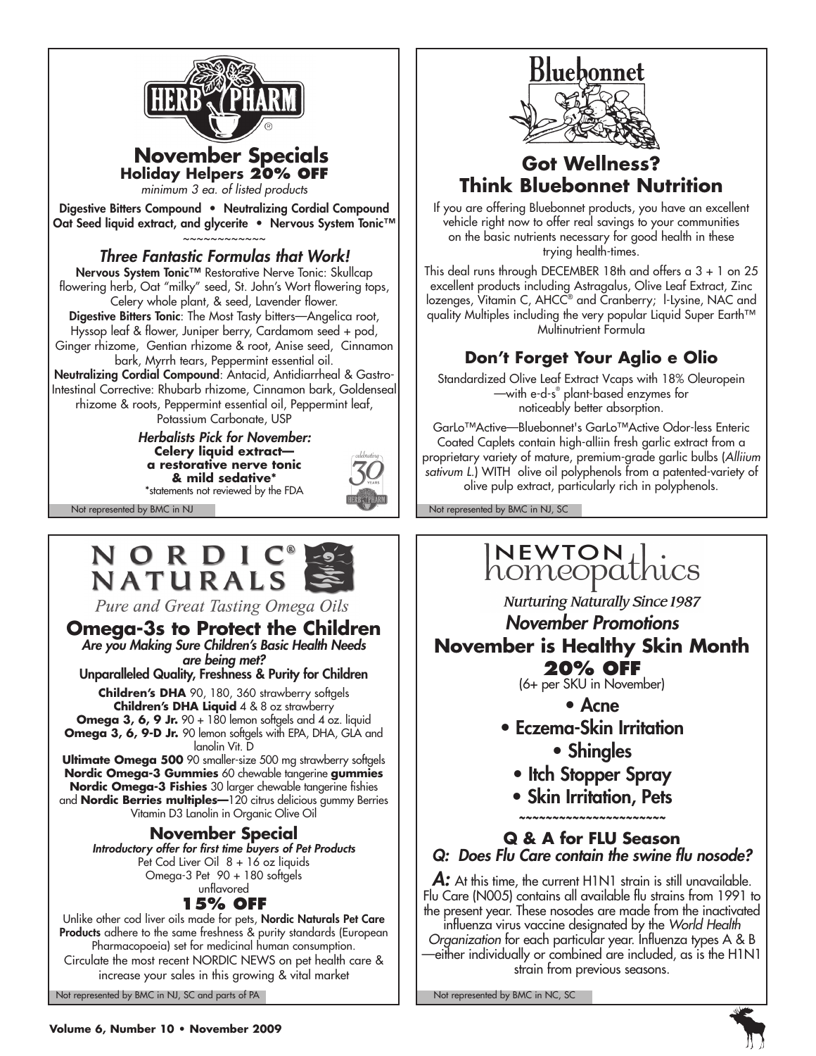## HERB PHARM

# November Specials

### Holiday Helpers 20% OFF

*minimum 3 ea. of listed products*

**Digestive Bitters Compound • Neutralizing Cordial Compound**
**Oat Seed liquid extract, and glycerite • Nervous System Tonic™**

~~~~~~~~~~~~

### *Three Fantastic Formulas that Work!*

**Nervous System Tonic™** Restorative Nerve Tonic: Skullcap flowering herb, Oat "milky" seed, St. John's Wort flowering tops, Celery whole plant, & seed, Lavender flower.

**Digestive Bitters Tonic**: The Most Tasty bitters—Angelica root, Hyssop leaf & flower, Juniper berry, Cardamom seed + pod, Ginger rhizome, Gentian rhizome & root, Anise seed, Cinnamon bark, Myrrh tears, Peppermint essential oil.

**Neutralizing Cordial Compound**: Antacid, Antidiarrheal & Gastro-Intestinal Corrective: Rhubarb rhizome, Cinnamon bark, Goldenseal rhizome & roots, Peppermint essential oil, Peppermint leaf, Potassium Carbonate, USP

***Herbalists Pick for November:***
**Celery liquid extract— a restorative nerve tonic & mild sedative***
*statements not reviewed by the FDA

Not represented by BMC in NJ

---

## Bluebonnet

# Got Wellness? Think Bluebonnet Nutrition

If you are offering Bluebonnet products, you have an excellent vehicle right now to offer real savings to your communities on the basic nutrients necessary for good health in these trying health-times.

This deal runs through DECEMBER 18th and offers a 3 + 1 on 25 excellent products including Astragalus, Olive Leaf Extract, Zinc lozenges, Vitamin C, AHCC® and Cranberry; l-Lysine, NAC and quality Multiples including the very popular Liquid Super Earth™ Multinutrient Formula

### Don't Forget Your Aglio e Olio

Standardized Olive Leaf Extract Vcaps with 18% Oleuropein —with e-d-s® plant-based enzymes for noticeably better absorption.

GarLo™Active—Bluebonnet's GarLo™Active Odor-less Enteric Coated Caplets contain high-alliin fresh garlic extract from a proprietary variety of mature, premium-grade garlic bulbs (*Alliium sativum L.*) WITH olive oil polyphenols from a patented-variety of olive pulp extract, particularly rich in polyphenols.

Not represented by BMC in NJ, SC

---

## NORDIC® NATURALS

*Pure and Great Tasting Omega Oils*

# Omega-3s to Protect the Children

***Are you Making Sure Children's Basic Health Needs are being met?***

**Unparalleled Quality, Freshness & Purity for Children**

**Children's DHA** 90, 180, 360 strawberry softgels
**Children's DHA Liquid** 4 & 8 oz strawberry
**Omega 3, 6, 9 Jr.** 90 + 180 lemon softgels and 4 oz. liquid
**Omega 3, 6, 9-D Jr.** 90 lemon softgels with EPA, DHA, GLA and lanolin Vit. D
**Ultimate Omega 500** 90 smaller-size 500 mg strawberry softgels
**Nordic Omega-3 Gummies** 60 chewable tangerine **gummies**
**Nordic Omega-3 Fishies** 30 larger chewable tangerine fishies
and **Nordic Berries multiples—**120 citrus delicious gummy Berries Vitamin D3 Lanolin in Organic Olive Oil

### November Special

***Introductory offer for first time buyers of Pet Products***

Pet Cod Liver Oil 8 + 16 oz liquids
Omega-3 Pet 90 + 180 softgels
unflavored

### 15% OFF

Unlike other cod liver oils made for pets, **Nordic Naturals Pet Care Products** adhere to the same freshness & purity standards (European Pharmacopoeia) set for medicinal human consumption.

Circulate the most recent NORDIC NEWS on pet health care & increase your sales in this growing & vital market

Not represented by BMC in NJ, SC and parts of PA

---

## NEWTON homeopathics

*Nurturing Naturally Since 1987*

### *November Promotions*

# November is Healthy Skin Month

### 20% OFF

(6+ per SKU in November)

- Acne
- Eczema-Skin Irritation
- Shingles
- Itch Stopper Spray
- Skin Irritation, Pets

~~~~~~~~~~~~~~~~~~~~~~

### Q & A for FLU Season

***Q: Does Flu Care contain the swine flu nosode?***

***A:*** At this time, the current H1N1 strain is still unavailable. Flu Care (N005) contains all available flu strains from 1991 to the present year. These nosodes are made from the inactivated influenza virus vaccine designated by the *World Health Organization* for each particular year. Influenza types A & B —either individually or combined are included, as is the H1N1 strain from previous seasons.

Not represented by BMC in NC, SC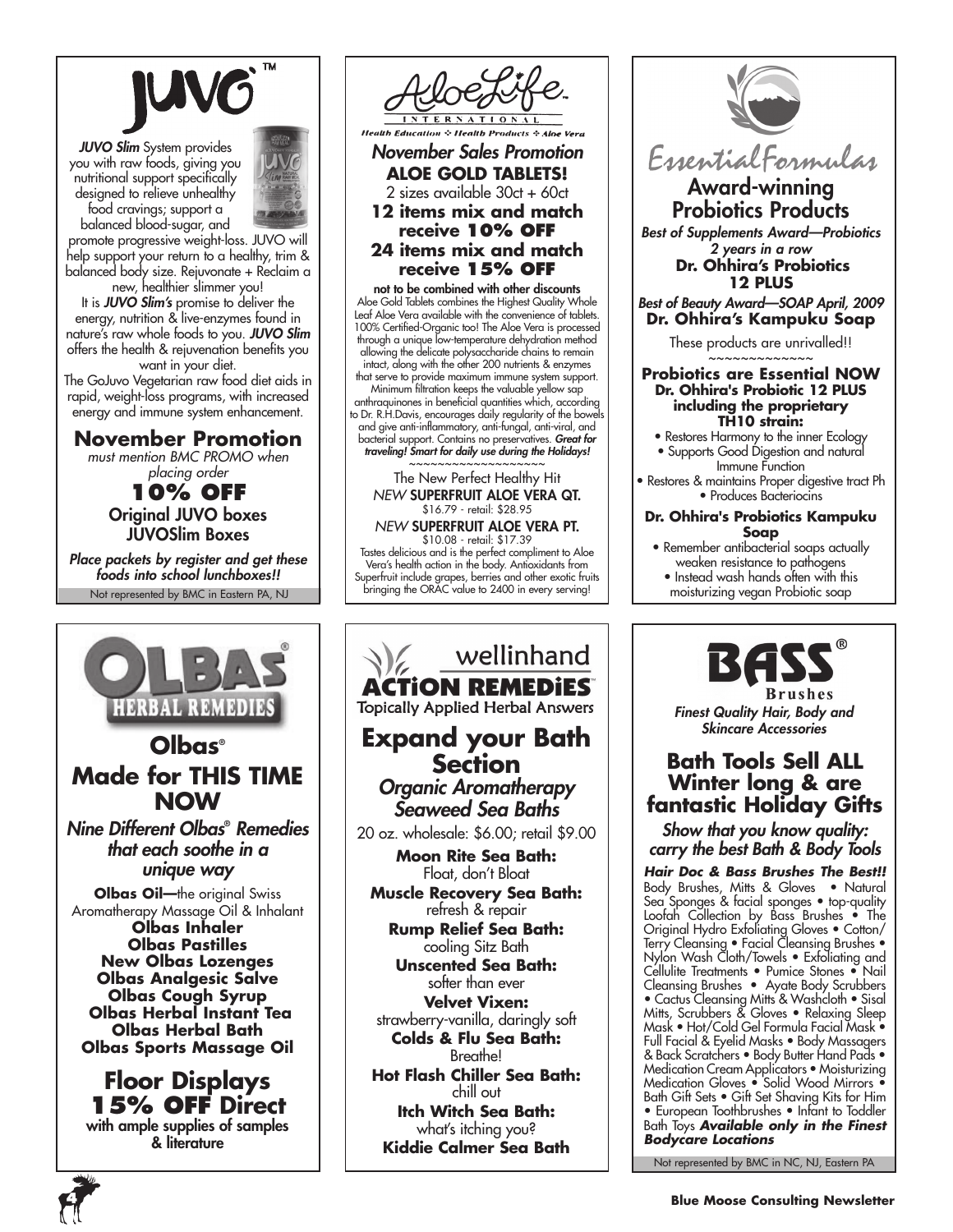# JUVO™

***JUVO Slim*** System provides you with raw foods, giving you nutritional support specifically designed to relieve unhealthy food cravings; support a balanced blood-sugar, and promote progressive weight-loss. JUVO will help support your return to a healthy, trim & balanced body size. Rejuvenate + Reclaim a new, healthier slimmer you!

It is ***JUVO Slim's*** promise to deliver the energy, nutrition & live-enzymes found in nature's raw whole foods to you. ***JUVO Slim*** offers the health & rejuvenation benefits you want in your diet.

The GoJuvo Vegetarian raw food diet aids in rapid, weight-loss programs, with increased energy and immune system enhancement.

## November Promotion

*must mention BMC PROMO when placing order*

**10% OFF**

**Original JUVO boxes**

**JUVOSlim Boxes**

***Place packets by register and get these foods into school lunchboxes!!***

Not represented by BMC in Eastern PA, NJ

---

# AloeLife™ INTERNATIONAL

*Health Education ❖ Health Products ❖ Aloe Vera*

## *November Sales Promotion*

**ALOE GOLD TABLETS!**

2 sizes available 30ct + 60ct

**12 items mix and match receive 10% OFF**

**24 items mix and match receive 15% OFF**

**not to be combined with other discounts**

Aloe Gold Tablets combines the Highest Quality Whole Leaf Aloe Vera available with the convenience of tablets. 100% Certified-Organic too! The Aloe Vera is processed through a unique low-temperature dehydration method allowing the delicate polysaccharide chains to remain intact, along with the other 200 nutrients & enzymes that serve to provide maximum immune system support. Minimum filtration keeps the valuable yellow sap anthraquinones in beneficial quantities which, according to Dr. R.H.Davis, encourages daily regularity of the bowels and give anti-inflammatory, anti-fungal, anti-viral, and bacterial support. Contains no preservatives. ***Great for traveling! Smart for daily use during the Holidays!***

~~~~~~~~~~~~~~~~~~

The New Perfect Healthy Hit

*NEW* **SUPERFRUIT ALOE VERA QT.**

$16.79 - retail: $28.95

*NEW* **SUPERFRUIT ALOE VERA PT.**

$10.08 - retail: $17.39

Tastes delicious and is the perfect compliment to Aloe Vera's health action in the body. Antioxidants from Superfruit include grapes, berries and other exotic fruits bringing the ORAC value to 2400 in every serving!

---

# Essential Formulas

## Award-winning Probiotics Products

***Best of Supplements Award—Probiotics 2 years in a row***

**Dr. Ohhira's Probiotics 12 PLUS**

***Best of Beauty Award—SOAP April, 2009***

**Dr. Ohhira's Kampuku Soap**

These products are unrivalled!!

~~~~~~~~~~~~~

**Probiotics are Essential NOW**

**Dr. Ohhira's Probiotic 12 PLUS including the proprietary TH10 strain:**

- Restores Harmony to the inner Ecology
- Supports Good Digestion and natural Immune Function
- Restores & maintains Proper digestive tract Ph
- Produces Bacteriocins

**Dr. Ohhira's Probiotics Kampuku Soap**

- Remember antibacterial soaps actually weaken resistance to pathogens
- Instead wash hands often with this moisturizing vegan Probiotic soap

---

# OLBAS® HERBAL REMEDIES

## Olbas® Made for THIS TIME NOW

### *Nine Different Olbas® Remedies that each soothe in a unique way*

**Olbas Oil—**the original Swiss Aromatherapy Massage Oil & Inhalant

**Olbas Inhaler**

**Olbas Pastilles**

**New Olbas Lozenges**

**Olbas Analgesic Salve**

**Olbas Cough Syrup**

**Olbas Herbal Instant Tea**

**Olbas Herbal Bath**

**Olbas Sports Massage Oil**

## Floor Displays 15% OFF Direct

**with ample supplies of samples & literature**

---

# wellinhand ACTiON REMEDiES™

Topically Applied Herbal Answers

## Expand your Bath Section

### *Organic Aromatherapy Seaweed Sea Baths*

20 oz. wholesale: $6.00; retail $9.00

**Moon Rite Sea Bath:**
Float, don't Bloat

**Muscle Recovery Sea Bath:**
refresh & repair

**Rump Relief Sea Bath:**
cooling Sitz Bath

**Unscented Sea Bath:**
softer than ever

**Velvet Vixen:**
strawberry-vanilla, daringly soft

**Colds & Flu Sea Bath:**
Breathe!

**Hot Flash Chiller Sea Bath:**
chill out

**Itch Witch Sea Bath:**
what's itching you?

**Kiddie Calmer Sea Bath**

---

# BASS® Brushes

***Finest Quality Hair, Body and Skincare Accessories***

## Bath Tools Sell ALL Winter long & are fantastic Holiday Gifts

### *Show that you know quality: carry the best Bath & Body Tools*

***Hair Doc & Bass Brushes The Best!!*** Body Brushes, Mitts & Gloves • Natural Sea Sponges & facial sponges • top-quality Loofah Collection by Bass Brushes • The Original Hydro Exfoliating Gloves • Cotton/Terry Cleansing • Facial Cleansing Brushes • Nylon Wash Cloth/Towels • Exfoliating and Cellulite Treatments • Pumice Stones • Nail Cleansing Brushes • Ayate Body Scrubbers • Cactus Cleansing Mitts & Washcloth • Sisal Mitts, Scrubbers & Gloves • Relaxing Sleep Mask • Hot/Cold Gel Formula Facial Mask • Full Facial & Eyelid Masks • Body Massagers & Back Scratchers • Body Butter Hand Pads • Medication Cream Applicators • Moisturizing Medication Gloves • Solid Wood Mirrors • Bath Gift Sets • Gift Set Shaving Kits for Him • European Toothbrushes • Infant to Toddler Bath Toys ***Available only in the Finest Bodycare Locations***

Not represented by BMC in NC, NJ, Eastern PA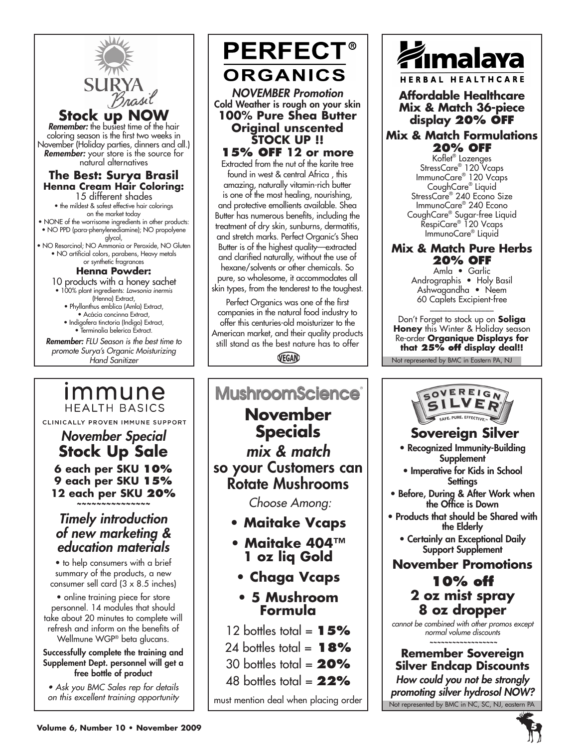## SURYA Brasil

### Stock up NOW

***Remember:*** the busiest time of the hair coloring season is the first two weeks in November (Holiday parties, dinners and all.)
***Remember:*** your store is the source for natural alternatives

**The Best: Surya Brasil**
**Henna Cream Hair Coloring:**
15 different shades

- the mildest & safest effective hair colorings on the market today
- NONE of the worrisome ingredients in other products:
- NO PPD (para-phenylenediamine); NO propolyene glycol,
- NO Resorcinol; NO Ammonia or Peroxide, NO Gluten
- NO artificial colors, parabens, Heavy metals or synthetic fragrances

**Henna Powder:**
10 products with a honey sachet

- 100% plant ingredients: *Lawsonia inermis* (Henna) Extract,
- Phyllanthus emblica (Amla) Extract,
- Acácia concinna Extract,
- Indigofera tinctoria (Indigo) Extract,
- Terminalia belerica Extract.

***Remember:*** *FLU Season is the best time to promote Surya's Organic Moisturizing Hand Sanitizer*

## PERFECT® ORGANICS

*NOVEMBER Promotion*
Cold Weather is rough on your skin

**100% Pure Shea Butter**
**Original unscented**
**STOCK UP !!**
**15% OFF 12 or more**

Extracted from the nut of the karite tree found in west & central Africa , this amazing, naturally vitamin-rich butter is one of the most healing, nourishing, and protective emollients available. Shea Butter has numerous benefits, including the treatment of dry skin, sunburns, dermatitis, and stretch marks. Perfect Organic's Shea Butter is of the highest quality—extracted and clarified naturally, without the use of hexane/solvents or other chemicals. So pure, so wholesome, it accommodates all skin types, from the tenderest to the toughest.

Perfect Organics was one of the first companies in the natural food industry to offer this centuries-old moisturizer to the American market, and their quality products still stand as the best nature has to offer

VEGAN

## Himalaya HERBAL HEALTHCARE

**Affordable Healthcare**
**Mix & Match 36-piece display 20% OFF**

**Mix & Match Formulations**
**20% OFF**

Koflet® Lozenges
StressCare® 120 Vcaps
ImmunoCare® 120 Vcaps
CoughCare® Liquid
StressCare® 240 Econo Size
ImmunoCare® 240 Econo
CoughCare® Sugar-free Liquid
RespiCare® 120 Vcaps
ImmunoCare® Liquid

**Mix & Match Pure Herbs**
**20% OFF**

Amla • Garlic
Andrographis • Holy Basil
Ashwagandha • Neem
60 Caplets Excipient-free

Don't Forget to stock up on **Soliga Honey** this Winter & Holiday season
Re-order **Organique Displays for that 25% off display deal!!**

Not represented by BMC in Eastern PA, NJ

## immune HEALTH BASICS

CLINICALLY PROVEN IMMUNE SUPPORT

*November Special*
**Stock Up Sale**

**6 each per SKU 10%**
**9 each per SKU 15%**
**12 each per SKU 20%**

~~~~~~~~~~~~~~~

*Timely introduction of new marketing & education materials*

- to help consumers with a brief summary of the products, a new consumer sell card (3 x 8.5 inches)
- online training piece for store personnel. 14 modules that should take about 20 minutes to complete will refresh and inform on the benefits of Wellmune WGP® beta glucans.

**Successfully complete the training and Supplement Dept. personnel will get a free bottle of product**

*• Ask you BMC Sales rep for details on this excellent training opportunity*

## MushroomScience®

### November Specials

*mix & match*
so your Customers can Rotate Mushrooms

*Choose Among:*

- **Maitake Vcaps**
- **Maitake 404™ 1 oz liq Gold**
- **Chaga Vcaps**
- **5 Mushroom Formula**

12 bottles total = **15%**
24 bottles total = **18%**
30 bottles total = **20%**
48 bottles total = **22%**

must mention deal when placing order

## SOVEREIGN SILVER

SAFE. PURE. EFFECTIVE.™

### Sovereign Silver

- Recognized Immunity-Building Supplement
- Imperative for Kids in School Settings
- Before, During & After Work when the Office is Down
- Products that should be Shared with the Elderly
- Certainly an Exceptional Daily Support Supplement

**November Promotions**

**10% off**
**2 oz mist spray**
**8 oz dropper**

*cannot be combined with other promos except normal volume discounts*

~~~~~~~~~~~~~~~~~

**Remember Sovereign Silver Endcap Discounts**

***How could you not be strongly promoting silver hydrosol NOW?***

Not represented by BMC in NC, SC, NJ, eastern PA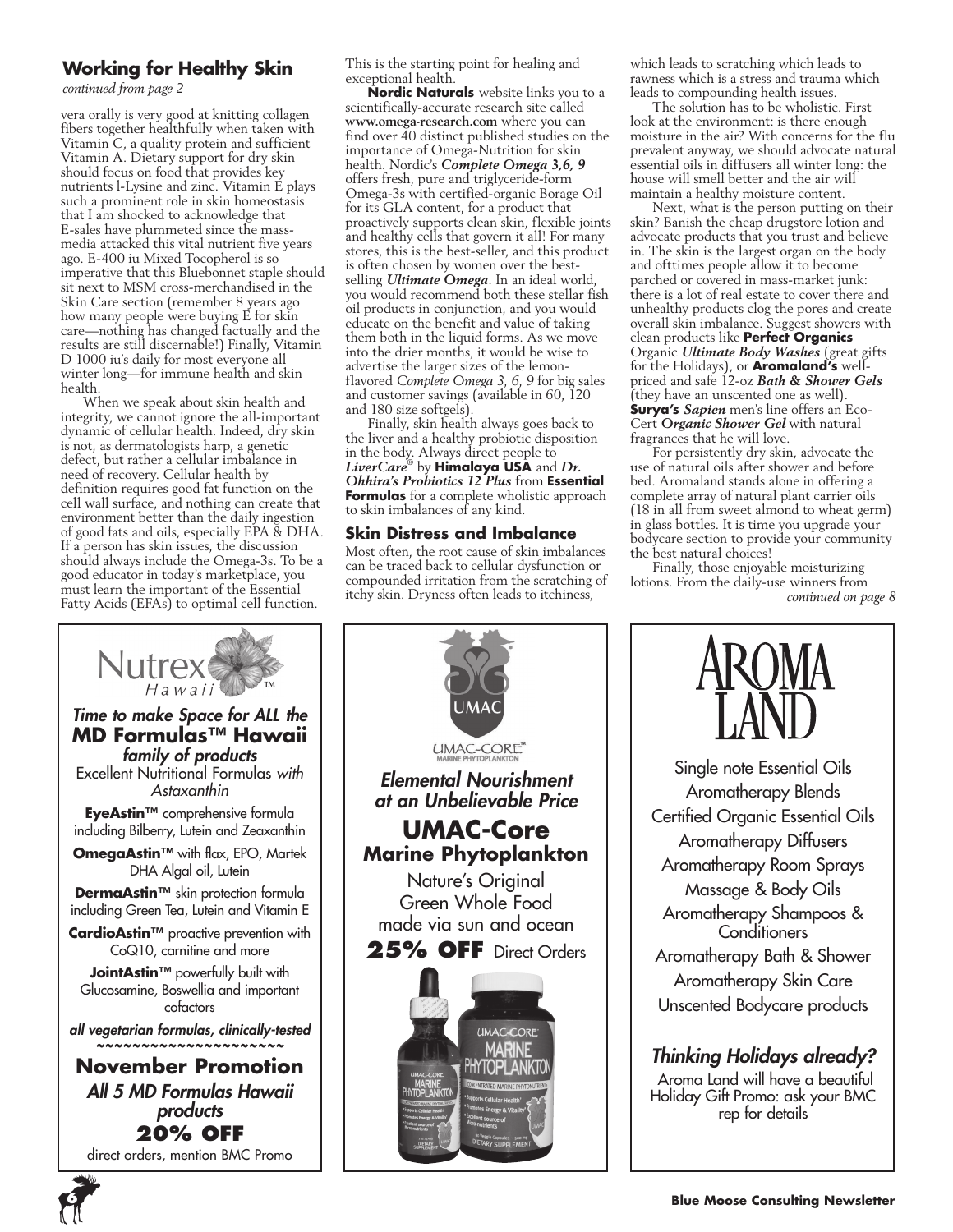## Working for Healthy Skin

*continued from page 2*

vera orally is very good at knitting collagen fibers together healthfully when taken with Vitamin C, a quality protein and sufficient Vitamin A. Dietary support for dry skin should focus on food that provides key nutrients l-Lysine and zinc. Vitamin E plays such a prominent role in skin homeostasis that I am shocked to acknowledge that E-sales have plummeted since the mass-media attacked this vital nutrient five years ago. E-400 iu Mixed Tocopherol is so imperative that this Bluebonnet staple should sit next to MSM cross-merchandised in the Skin Care section (remember 8 years ago how many people were buying E for skin care—nothing has changed factually and the results are still discernable!) Finally, Vitamin D 1000 iu's daily for most everyone all winter long—for immune health and skin health.

When we speak about skin health and integrity, we cannot ignore the all-important dynamic of cellular health. Indeed, dry skin is not, as dermatologists harp, a genetic defect, but rather a cellular imbalance in need of recovery. Cellular health by definition requires good fat function on the cell wall surface, and nothing can create that environment better than the daily ingestion of good fats and oils, especially EPA & DHA. If a person has skin issues, the discussion should always include the Omega-3s. To be a good educator in today's marketplace, you must learn the important of the Essential Fatty Acids (EFAs) to optimal cell function. This is the starting point for healing and exceptional health.

**Nordic Naturals** website links you to a scientifically-accurate research site called **www.omega-research.com** where you can find over 40 distinct published studies on the importance of Omega-Nutrition for skin health. Nordic's ***Complete Omega 3,6, 9*** offers fresh, pure and triglyceride-form Omega-3s with certified-organic Borage Oil for its GLA content, for a product that proactively supports clean skin, flexible joints and healthy cells that govern it all! For many stores, this is the best-seller, and this product is often chosen by women over the best-selling ***Ultimate Omega***. In an ideal world, you would recommend both these stellar fish oil products in conjunction, and you would educate on the benefit and value of taking them both in the liquid forms. As we move into the drier months, it would be wise to advertise the larger sizes of the lemon-flavored *Complete Omega 3, 6, 9* for big sales and customer savings (available in 60, 120 and 180 size softgels).

Finally, skin health always goes back to the liver and a healthy probiotic disposition in the body. Always direct people to ***LiverCare***® by **Himalaya USA** and ***Dr. Ohhira's Probiotics 12 Plus*** from **Essential Formulas** for a complete wholistic approach to skin imbalances of any kind.

### Skin Distress and Imbalance

Most often, the root cause of skin imbalances can be traced back to cellular dysfunction or compounded irritation from the scratching of itchy skin. Dryness often leads to itchiness, which leads to scratching which leads to rawness which is a stress and trauma which leads to compounding health issues.

The solution has to be wholistic. First look at the environment: is there enough moisture in the air? With concerns for the flu prevalent anyway, we should advocate natural essential oils in diffusers all winter long: the house will smell better and the air will maintain a healthy moisture content.

Next, what is the person putting on their skin? Banish the cheap drugstore lotion and advocate products that you trust and believe in. The skin is the largest organ on the body and ofttimes people allow it to become parched or covered in mass-market junk: there is a lot of real estate to cover there and unhealthy products clog the pores and create overall skin imbalance. Suggest showers with clean products like **Perfect Organics** Organic ***Ultimate Body Washes*** (great gifts for the Holidays), or **Aromaland's** well-priced and safe 12-oz ***Bath & Shower Gels*** (they have an unscented one as well). **Surya's *Sapien*** men's line offers an Eco-Cert ***Organic Shower Gel*** with natural fragrances that he will love.

For persistently dry skin, advocate the use of natural oils after shower and before bed. Aromaland stands alone in offering a complete array of natural plant carrier oils (18 in all from sweet almond to wheat germ) in glass bottles. It is time you upgrade your bodycare section to provide your community the best natural choices!

Finally, those enjoyable moisturizing lotions. From the daily-use winners from

*continued on page 8*

---

**Nutrex Hawaii™**

***Time to make Space for ALL the***
**MD Formulas™ Hawaii**
***family of products***

Excellent Nutritional Formulas *with Astaxanthin*

**EyeAstin™** comprehensive formula including Bilberry, Lutein and Zeaxanthin

**OmegaAstin™** with flax, EPO, Martek DHA Algal oil, Lutein

**DermaAstin™** skin protection formula including Green Tea, Lutein and Vitamin E

**CardioAstin™** proactive prevention with CoQ10, carnitine and more

**JointAstin™** powerfully built with Glucosamine, Boswellia and important cofactors

***all vegetarian formulas, clinically-tested***

~~~~~~~~~~~~~~~~~~~~

**November Promotion**
***All 5 MD Formulas Hawaii products***
**20% OFF**
direct orders, mention BMC Promo

---

**UMAC**
UMAC-CORE™ MARINE PHYTOPLANKTON

***Elemental Nourishment at an Unbelievable Price***

**UMAC-Core Marine Phytoplankton**

Nature's Original Green Whole Food made via sun and ocean

**25% OFF** Direct Orders

---

**AROMA LAND**

Single note Essential Oils
Aromatherapy Blends
Certified Organic Essential Oils
Aromatherapy Diffusers
Aromatherapy Room Sprays
Massage & Body Oils
Aromatherapy Shampoos & Conditioners
Aromatherapy Bath & Shower
Aromatherapy Skin Care
Unscented Bodycare products

***Thinking Holidays already?***

Aroma Land will have a beautiful Holiday Gift Promo: ask your BMC rep for details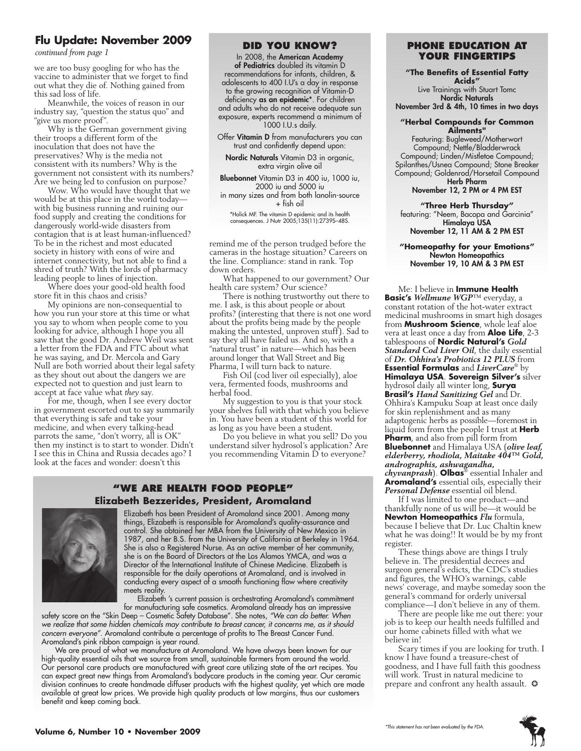## Flu Update: November 2009

*continued from page 1*

we are too busy googling for who has the vaccine to administer that we forget to find out what they die of. Nothing gained from this sad loss of life.

Meanwhile, the voices of reason in our industry say, "question the status quo" and "give us more proof".

Why is the German government giving their troops a different form of the inoculation that does not have the preservatives? Why is the media not consistent with its numbers? Why is the government not consistent with its numbers? Are we being led to confusion on purpose?

Wow. Who would have thought that we would be at this place in the world today—with big business running and ruining our food supply and creating the conditions for dangerously world-wide disasters from contagion that is at least human-influenced? To be in the richest and most educated society in history with eons of wire and internet connectivity, but not able to find a shred of truth? With the lords of pharmacy leading people to lines of injection.

Where does your good-old health food store fit in this chaos and crisis?

My opinions are non-consequential to how you run your store at this time or what you say to whom when people come to you looking for advice, although I hope you all saw that the good Dr. Andrew Weil was sent a letter from the FDA and FTC about what he was saying, and Dr. Mercola and Gary Null are both worried about their legal safety as they shout out about the dangers we are expected not to question and just learn to accept at face value what *they* say.

For me, though, when I see every doctor in government escorted out to say summarily that everything is safe and take your medicine, and when every talking-head parrots the same, "don't worry, all is OK" then my instinct is to start to wonder. Didn't I see this in China and Russia decades ago? I look at the faces and wonder: doesn't this remind me of the person trudged before the cameras in the hostage situation? Careers on the line. Compliance: stand in rank. Top down orders.

What happened to our government? Our health care system? Our science?

There is nothing trustworthy out there to me. I ask, is this about people or about profits? (interesting that there is not one word about the profits being made by the people making the untested, unproven stuff). Sad to say they all have failed us. And so, with a "natural trust" in nature—which has been around longer that Wall Street and Big Pharma, I will turn back to nature.

Fish Oil (cod liver oil especially), aloe vera, fermented foods, mushrooms and herbal food.

My suggestion to you is that your stock your shelves full with that which you believe in. You have been a student of this world for as long as you have been a student.

Do you believe in what you sell? Do you understand silver hydrosol's application? Are you recommending Vitamin D to everyone?

Me: I believe in **Immune Health Basic's** ***Wellmune WGP***™ everyday, a constant rotation of the hot-water extract medicinal mushrooms in smart high dosages from **Mushroom Science**, whole leaf aloe vera at least once a day from **Aloe Life**, 2-3 tablespoons of **Nordic Natural's** ***Gold Standard Cod Liver Oil***, the daily essential of ***Dr. Ohhira's Probiotics 12 PLUS*** from **Essential Formulas** and ***LiverCare***® by **Himalaya USA**. **Sovereign Silver's** silver hydrosol daily all winter long, **Surya Brasil's** ***Hand Sanitizing Gel*** and Dr. Ohhira's Kampuku Soap at least once daily for skin replenishment and as many adaptogenic herbs as possible—foremost in liquid form from the people I trust at **Herb Pharm**, and also from pill form from **Bluebonnet** and Himalaya USA (***olive leaf, elderberry, rhodiola, Maitake 404™ Gold, andrographis, ashwagandha, chyvanprash***). **Olbas**® essential Inhaler and **Aromaland's** essential oils, especially their ***Personal Defense*** essential oil blend.

If I was limited to one product—and thankfully none of us will be—it would be **Newton Homeopathics** ***Flu*** formula, because I believe that Dr. Luc Chaltin knew what he was doing!! It would be by my front register.

These things above are things I truly believe in. The presidential decrees and surgeon general's edicts, the CDC's studies and figures, the WHO's warnings, cable news' coverage, and maybe someday soon the general's command for orderly universal compliance—I don't believe in any of them.

There are people like me out there: your job is to keep our health needs fulfilled and our home cabinets filled with what we believe in!

Scary times if you are looking for truth. I know I have found a treasure-chest of goodness, and I have full faith this goodness will work. Trust in natural medicine to prepare and confront any health assault. ✪

### Did You Know?

In 2008, the **American Academy of Pediatrics** doubled its vitamin D recommendations for infants, children, & adolescents to 400 I.U's a day in response to the growing recognition of Vitamin-D deficiency **as an epidemic***. For children and adults who do not receive adequate sun exposure, experts recommend a minimum of 1000 I.U.s daily.

Offer **Vitamin D** from manufacturers you can trust and confidently depend upon:

**Nordic Naturals** Vitamin D3 in organic, extra virgin olive oil

**Bluebonnet** Vitamin D3 in 400 iu, 1000 iu, 2000 iu and 5000 iu in many sizes and from both lanolin-source + fish oil

*Holick MF. The vitamin D epidemic and its health consequences. J Nutr 2005;135(11):2739S–48S.

### Phone Education at Your Fingertips

**"The Benefits of Essential Fatty Acids"**
Live Trainings with Stuart Tomc
**Nordic Naturals**
**November 3rd & 4th, 10 times in two days**

**"Herbal Compounds for Common Ailments"**
Featuring: Bugleweed/Motherwort Compound; Nettle/Bladderwrack Compound; Linden/Mistletoe Compound; Spilanthes/Usnea Compound; Stone Breaker Compound; Goldenrod/Horsetail Compound
**Herb Pharm**
**November 12, 2 PM or 4 PM EST**

**"Three Herb Thursday"**
featuring: "Neem, Bacopa and Garcinia"
**Himalaya USA**
**November 12, 11 AM & 2 PM EST**

**"Homeopathy for your Emotions"**
**Newton Homeopathics**
**November 19, 10 AM & 3 PM EST**

### "We Are Health Food People"
### Elizabeth Bezzerides, President, Aromaland

Elizabeth has been President of Aromaland since 2001. Among many things, Elizabeth is responsible for Aromaland's quality-assurance and control. She obtained her MBA from the University of New Mexico in 1987, and her B.S. from the University of California at Berkeley in 1964. She is also a Registered Nurse. As an active member of her community, she is on the Board of Directors at the Los Alamos YMCA, and was a Director of the International Institute of Chinese Medicine. Elizabeth is responsible for the daily operations at Aromaland, and is involved in conducting every aspect of a smooth functioning flow where creativity meets reality.

Elizabeth 's current passion is orchestrating Aromaland's commitment for manufacturing safe cosmetics. Aromaland already has an impressive safety score on the "Skin Deep – Cosmetic Safety Database". She notes, *"We can do better. When we realize that some hidden chemicals may contribute to breast cancer, it concerns me, as it should concern everyone"*. Aromaland contribute a percentage of profits to The Breast Cancer Fund. Aromaland's pink ribbon campaign is year round.

We are proud of what we manufacture at Aromaland. We have always been known for our high-quality essential oils that we source from small, sustainable farmers from around the world. Our personal care products are manufactured with great care utilizing state of the art recipes. You can expect great new things from Aromaland's bodycare products in the coming year. Our ceramic division continues to create handmade diffuser products with the highest quality, yet which are made available at great low prices. We provide high quality products at low margins, thus our customers benefit and keep coming back.

*This statement has not been evaluated by the FDA.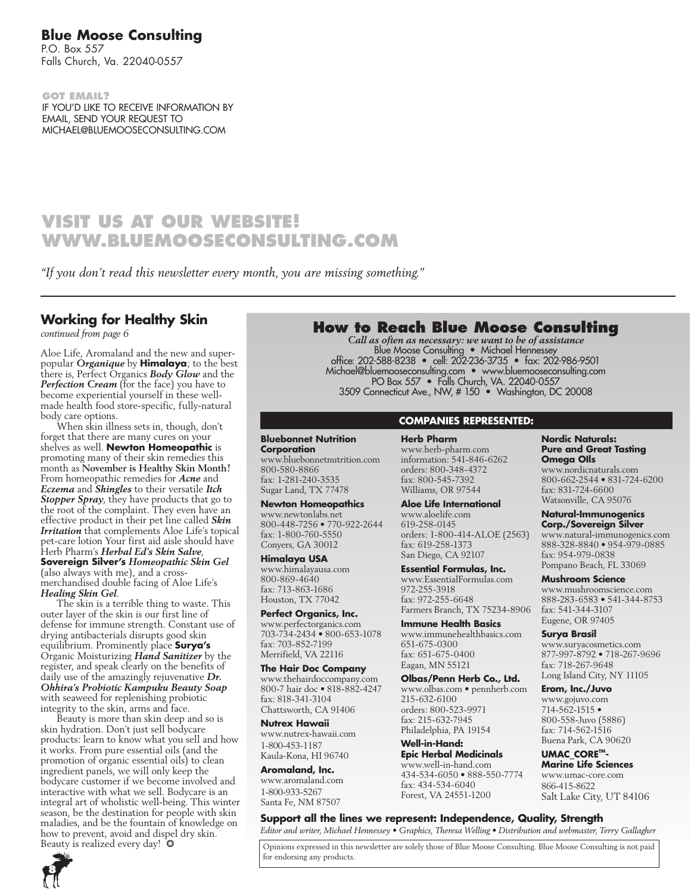**Blue Moose Consulting**
P.O. Box 557
Falls Church, Va. 22040-0557

**GOT EMAIL?**
IF YOU'D LIKE TO RECEIVE INFORMATION BY EMAIL, SEND YOUR REQUEST TO MICHAEL@BLUEMOOSECONSULTING.COM

## VISIT US AT OUR WEBSITE! WWW.BLUEMOOSECONSULTING.COM

*"If you don't read this newsletter every month, you are missing something."*

## Working for Healthy Skin

*continued from page 6*

Aloe Life, Aromaland and the new and super-popular ***Organique*** by **Himalaya**; to the best there is, Perfect Organics ***Body Glow*** and the ***Perfection Cream*** (for the face) you have to become experiential yourself in these well-made health food store-specific, fully-natural body care options.

When skin illness sets in, though, don't forget that there are many cures on your shelves as well. **Newton Homeopathic** is promoting many of their skin remedies this month as **November is Healthy Skin Month!** From homeopathic remedies for ***Acne*** and ***Eczema*** and ***Shingles*** to their versatile ***Itch Stopper Spray***, they have products that go to the root of the complaint. They even have an effective product in their pet line called ***Skin Irritation*** that complements Aloe Life's topical pet-care lotion Your first aid aisle should have Herb Pharm's ***Herbal Ed's Skin Salve***, **Sovereign Silver's** ***Homeopathic Skin Gel*** (also always with me), and a cross-merchandised double facing of Aloe Life's ***Healing Skin Gel***.

The skin is a terrible thing to waste. This outer layer of the skin is our first line of defense for immune strength. Constant use of drying antibacterials disrupts good skin equilibrium. Prominently place **Surya's** Organic Moisturizing ***Hand Sanitizer*** by the register, and speak clearly on the benefits of daily use of the amazingly rejuvenative ***Dr. Ohhira's Probiotic Kampuku Beauty Soap*** with seaweed for replenishing probiotic integrity to the skin, arms and face.

Beauty is more than skin deep and so is skin hydration. Don't just sell bodycare products: learn to know what you sell and how it works. From pure essential oils (and the promotion of organic essential oils) to clean ingredient panels, we will only keep the bodycare customer if we become involved and interactive with what we sell. Bodycare is an integral art of wholistic well-being. This winter season, be the destination for people with skin maladies, and be the fountain of knowledge on how to prevent, avoid and dispel dry skin. Beauty is realized every day! ✪

## How to Reach Blue Moose Consulting

***Call as often as necessary: we want to be of assistance***
Blue Moose Consulting • Michael Hennessey
office: 202-588-8238 • cell: 202-236-3735 • fax: 202-986-9501
Michael@bluemooseconsulting.com • www.bluemooseconsulting.com
PO Box 557 • Falls Church, VA. 22040-0557
3509 Connecticut Ave., NW, # 150 • Washington, DC 20008

### COMPANIES REPRESENTED:

**Bluebonnet Nutrition Corporation**
www.bluebonnetnutrition.com
800-580-8866
fax: 1-281-240-3535
Sugar Land, TX 77478

**Newton Homeopathics**
www.newtonlabs.net
800-448-7256 • 770-922-2644
fax: 1-800-760-5550
Conyers, GA 30012

**Himalaya USA**
www.himalayausa.com
800-869-4640
fax: 713-863-1686
Houston, TX 77042

**Perfect Organics, Inc.**
www.perfectorganics.com
703-734-2434 • 800-653-1078
fax: 703-852-7199
Merrifield, VA 22116

**The Hair Doc Company**
www.thehairdoccompany.com
800-7 hair doc • 818-882-4247
fax: 818-341-3104
Chattsworth, CA 91406

**Nutrex Hawaii**
www.nutrex-hawaii.com
1-800-453-1187
Kaula-Kona, HI 96740

**Aromaland, Inc.**
www.aromaland.com
1-800-933-5267
Santa Fe, NM 87507

**Herb Pharm**
www.herb-pharm.com
information: 541-846-6262
orders: 800-348-4372
fax: 800-545-7392
Williams, OR 97544

**Aloe Life International**
www.aloelife.com
619-258-0145
orders: 1-800-414-ALOE (2563)
fax: 619-258-1373
San Diego, CA 92107

**Essential Formulas, Inc.**
www.EssentialFormulas.com
972-255-3918
fax: 972-255-6648
Farmers Branch, TX 75234-8906

**Immune Health Basics**
www.immunehealthbasics.com
651-675-0300
fax: 651-675-0400
Eagan, MN 55121

**Olbas/Penn Herb Co., Ltd.**
www.olbas.com • pennherb.com
215-632-6100
orders: 800-523-9971
fax: 215-632-7945
Philadelphia, PA 19154

**Well-in-Hand: Epic Herbal Medicinals**
www.well-in-hand.com
434-534-6050 • 888-550-7774
fax: 434-534-6040
Forest, VA 24551-1200

**Nordic Naturals: Pure and Great Tasting Omega OIls**
www.nordicnaturals.com
800-662-2544 • 831-724-6200
fax: 831-724-6600
Watsonville, CA 95076

**Natural-Immunogenics Corp./Sovereign Silver**
www.natural-immunogenics.com
888-328-8840 • 954-979-0885
fax: 954-979-0838
Pompano Beach, FL 33069

**Mushroom Science**
www.mushroomscience.com
888-283-6583 • 541-344-8753
fax: 541-344-3107
Eugene, OR 97405

**Surya Brasil**
www.suryacosmetics.com
877-997-8792 • 718-267-9696
fax: 718-267-9648
Long Island City, NY 11105

**Erom, Inc./Juvo**
www.gojuvo.com
714-562-1515 •
800-558-Juvo (5886)
fax: 714-562-1516
Buena Park, CA 90620

**UMAC_CORE™- Marine Life Sciences**
www.umac-core.com
866-415-8622
Salt Lake City, UT 84106

**Support all the lines we represent: Independence, Quality, Strength**

*Editor and writer, Michael Hennessey • Graphics, Theresa Welling • Distribution and webmaster, Terry Gallagher*

Opinions expressed in this newsletter are solely those of Blue Moose Consulting. Blue Moose Consulting is not paid for endorsing any products.